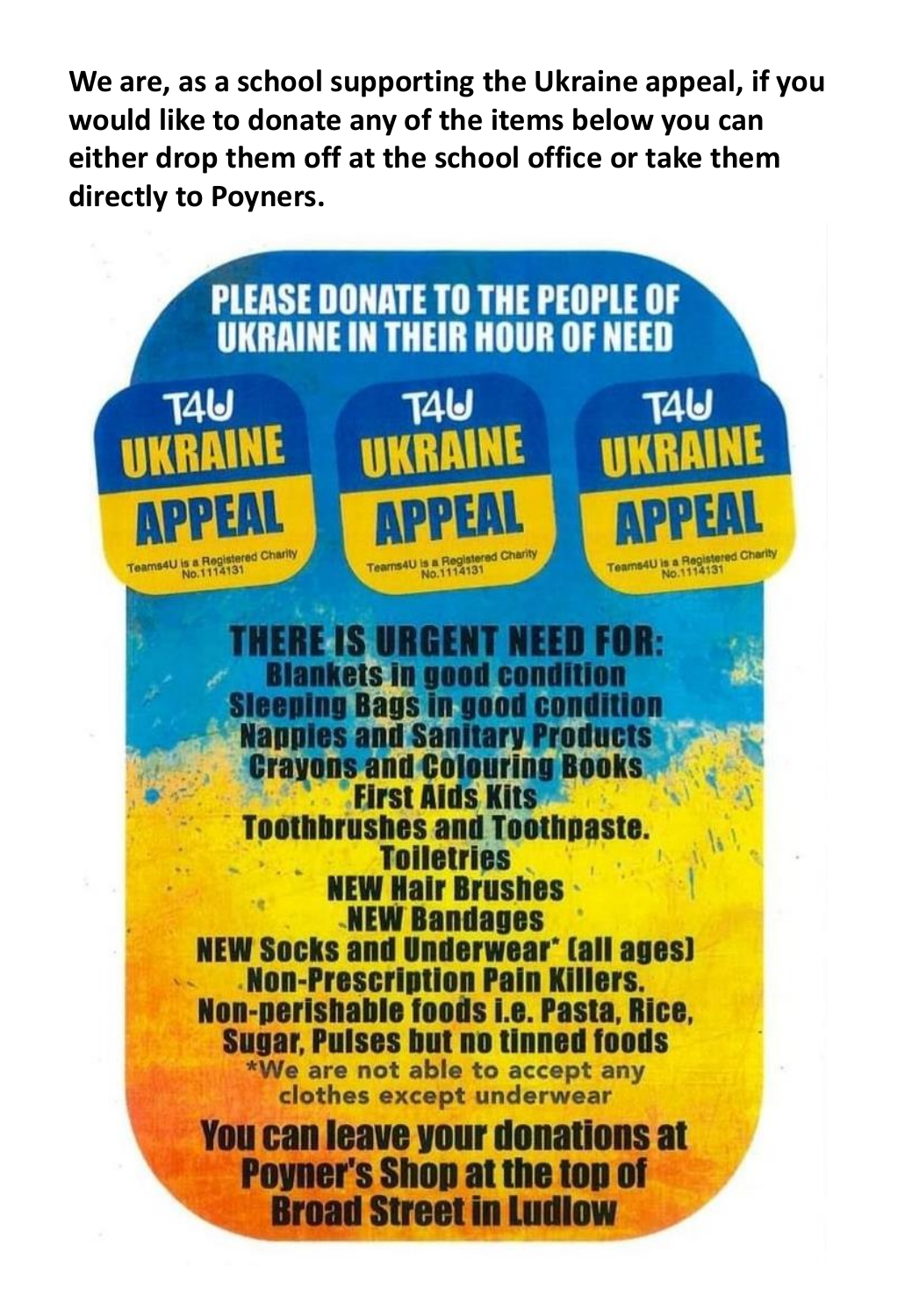**We are, as a school supporting the Ukraine appeal, if you would like to donate any of the items below you can either drop them off at the school office or take them directly to Poyners.**

# PLEASE DONATE TO THE PEOPLE OF UKRAINE IN THEIR HOUR OF NEED

T4U UKRAINE APPEAL

Teams4U is a Registered Charity No.1114131

T4U UKRAINE APPEAL

Teams4U is a Registered Charity No.1114131

T4U UKRAINE APPEAL

Teams4U is a Registered Charity No.1114131

## THERE IS URGENT NEED FOR:

**Blankets in good condition**
**Sleeping Bags in good condition**
**Nappies and Sanitary Products**
**Crayons and Colouring Books**
**First Aids Kits**
**Toothbrushes and Toothpaste.**
**Toiletries**
**NEW Hair Brushes**
**NEW Bandages**
**NEW Socks and Underwear* (all ages)**
**Non-Prescription Pain Killers.**
**Non-perishable foods i.e. Pasta, Rice, Sugar, Pulses but no tinned foods**

*We are not able to accept any clothes except underwear

## You can leave your donations at Poyner's Shop at the top of Broad Street in Ludlow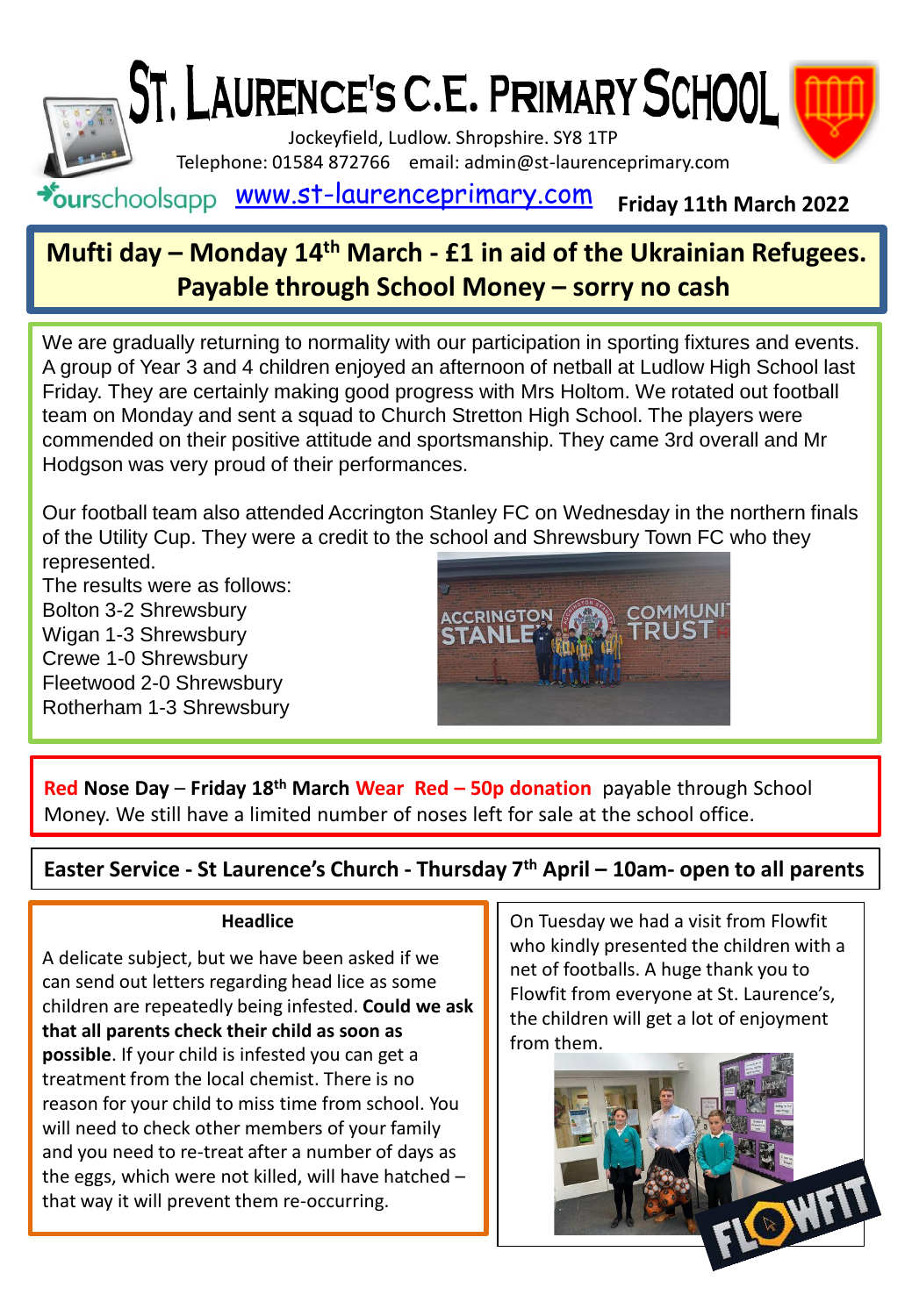# ST. LAURENCE'S C.E. PRIMARY SCHOOL

Jockeyfield, Ludlow. Shropshire. SY8 1TP
Telephone: 01584 872766 email: admin@st-laurenceprimary.com

ourschoolsapp www.st-laurenceprimary.com **Friday 11th March 2022**

## Mufti day – Monday 14th March - £1 in aid of the Ukrainian Refugees. Payable through School Money – sorry no cash

We are gradually returning to normality with our participation in sporting fixtures and events. A group of Year 3 and 4 children enjoyed an afternoon of netball at Ludlow High School last Friday. They are certainly making good progress with Mrs Holtom. We rotated out football team on Monday and sent a squad to Church Stretton High School. The players were commended on their positive attitude and sportsmanship. They came 3rd overall and Mr Hodgson was very proud of their performances.

Our football team also attended Accrington Stanley FC on Wednesday in the northern finals of the Utility Cup. They were a credit to the school and Shrewsbury Town FC who they represented.

The results were as follows:
Bolton 3-2 Shrewsbury
Wigan 1-3 Shrewsbury
Crewe 1-0 Shrewsbury
Fleetwood 2-0 Shrewsbury
Rotherham 1-3 Shrewsbury

**Red Nose Day** – **Friday 18th March Wear Red – 50p donation** payable through School Money. We still have a limited number of noses left for sale at the school office.

**Easter Service - St Laurence's Church - Thursday 7th April – 10am- open to all parents**

### Headlice

A delicate subject, but we have been asked if we can send out letters regarding head lice as some children are repeatedly being infested. **Could we ask that all parents check their child as soon as possible**. If your child is infested you can get a treatment from the local chemist. There is no reason for your child to miss time from school. You will need to check other members of your family and you need to re-treat after a number of days as the eggs, which were not killed, will have hatched – that way it will prevent them re-occurring.

On Tuesday we had a visit from Flowfit who kindly presented the children with a net of footballs. A huge thank you to Flowfit from everyone at St. Laurence's, the children will get a lot of enjoyment from them.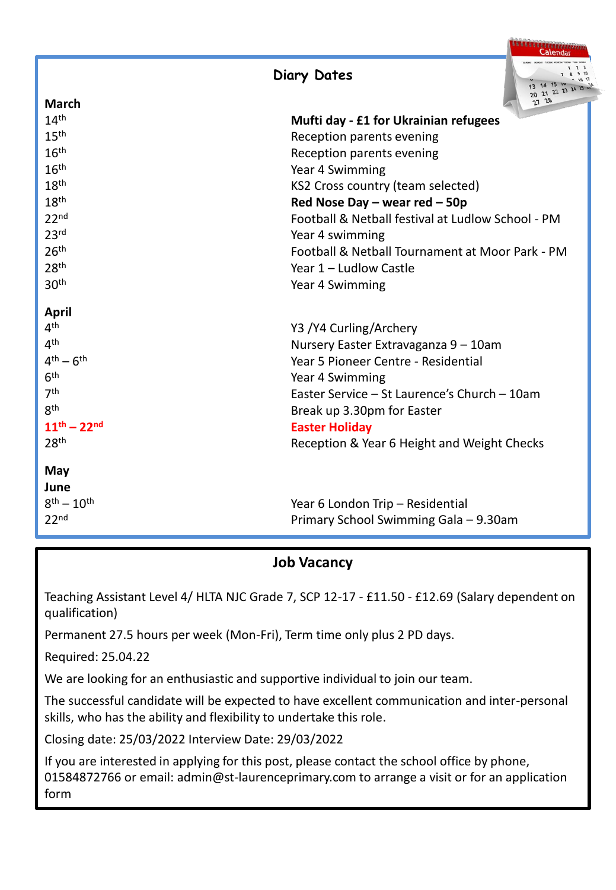## Diary Dates

| | |
|---|---|
| **March** | |
| 14th | **Mufti day - £1 for Ukrainian refugees** |
| 15th | Reception parents evening |
| 16th | Reception parents evening |
| 16th | Year 4 Swimming |
| 18th | KS2 Cross country (team selected) |
| 18th | **Red Nose Day – wear red – 50p** |
| 22nd | Football & Netball festival at Ludlow School - PM |
| 23rd | Year 4 swimming |
| 26th | Football & Netball Tournament at Moor Park - PM |
| 28th | Year 1 – Ludlow Castle |
| 30th | Year 4 Swimming |
| **April** | |
| 4th | Y3 /Y4 Curling/Archery |
| 4th | Nursery Easter Extravaganza 9 – 10am |
| 4th – 6th | Year 5 Pioneer Centre - Residential |
| 6th | Year 4 Swimming |
| 7th | Easter Service – St Laurence's Church – 10am |
| 8th | Break up 3.30pm for Easter |
| **11th – 22nd** | **Easter Holiday** |
| 28th | Reception & Year 6 Height and Weight Checks |
| **May** | |
| **June** | |
| 8th – 10th | Year 6 London Trip – Residential |
| 22nd | Primary School Swimming Gala – 9.30am |

## Job Vacancy

Teaching Assistant Level 4/ HLTA NJC Grade 7, SCP 12-17 - £11.50 - £12.69 (Salary dependent on qualification)

Permanent 27.5 hours per week (Mon-Fri), Term time only plus 2 PD days.

Required: 25.04.22

We are looking for an enthusiastic and supportive individual to join our team.

The successful candidate will be expected to have excellent communication and inter-personal skills, who has the ability and flexibility to undertake this role.

Closing date: 25/03/2022 Interview Date: 29/03/2022

If you are interested in applying for this post, please contact the school office by phone, 01584872766 or email: admin@st-laurenceprimary.com to arrange a visit or for an application form